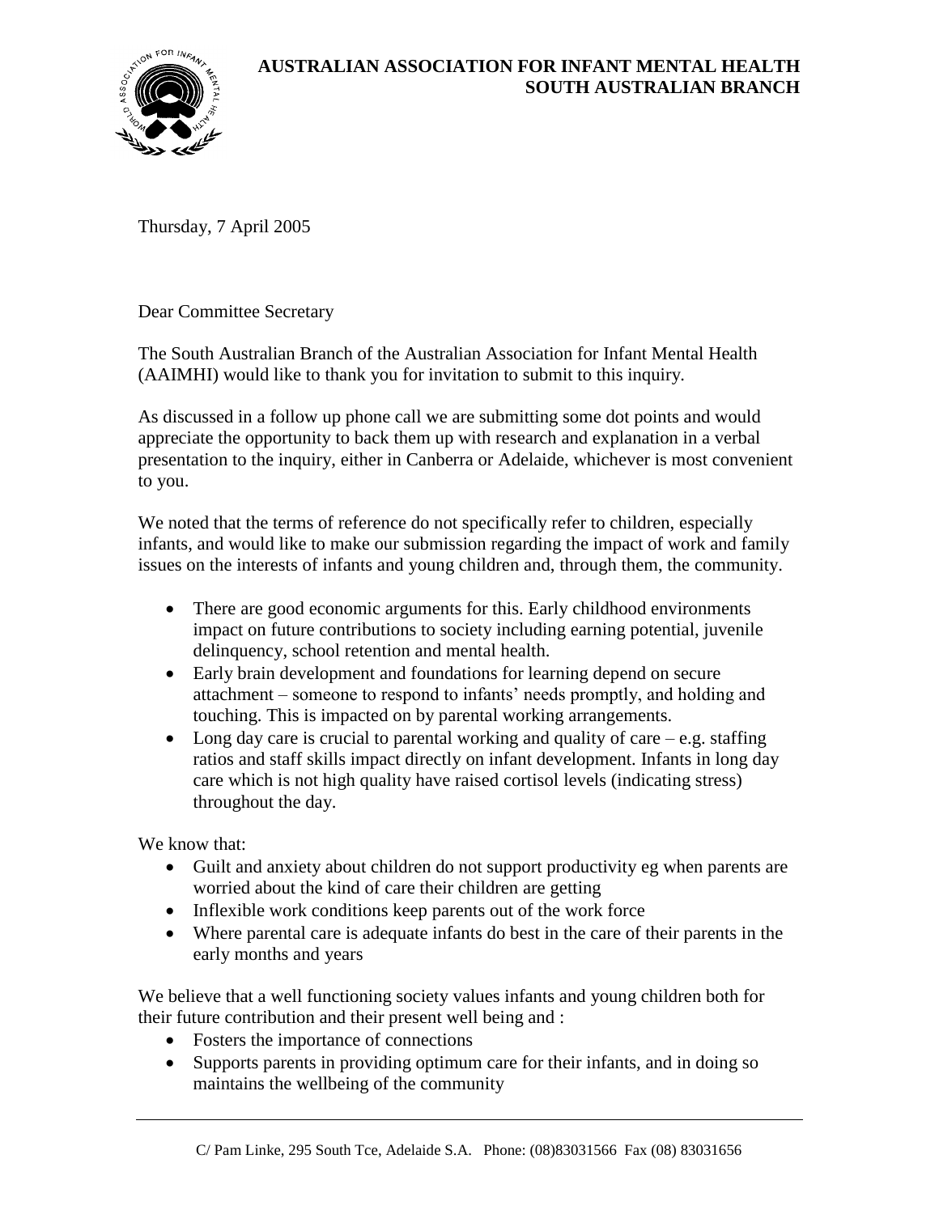**AUSTRALIAN ASSOCIATION FOR INFANT MENTAL HEALTH**
**SOUTH AUSTRALIAN BRANCH**

Thursday, 7 April 2005

Dear Committee Secretary

The South Australian Branch of the Australian Association for Infant Mental Health (AAIMHI) would like to thank you for invitation to submit to this inquiry.

As discussed in a follow up phone call we are submitting some dot points and would appreciate the opportunity to back them up with research and explanation in a verbal presentation to the inquiry, either in Canberra or Adelaide, whichever is most convenient to you.

We noted that the terms of reference do not specifically refer to children, especially infants, and would like to make our submission regarding the impact of work and family issues on the interests of infants and young children and, through them, the community.

- There are good economic arguments for this. Early childhood environments impact on future contributions to society including earning potential, juvenile delinquency, school retention and mental health.
- Early brain development and foundations for learning depend on secure attachment – someone to respond to infants' needs promptly, and holding and touching. This is impacted on by parental working arrangements.
- Long day care is crucial to parental working and quality of care – e.g. staffing ratios and staff skills impact directly on infant development. Infants in long day care which is not high quality have raised cortisol levels (indicating stress) throughout the day.

We know that:

- Guilt and anxiety about children do not support productivity eg when parents are worried about the kind of care their children are getting
- Inflexible work conditions keep parents out of the work force
- Where parental care is adequate infants do best in the care of their parents in the early months and years

We believe that a well functioning society values infants and young children both for their future contribution and their present well being and :

- Fosters the importance of connections
- Supports parents in providing optimum care for their infants, and in doing so maintains the wellbeing of the community

C/ Pam Linke, 295 South Tce, Adelaide S.A. Phone: (08)83031566 Fax (08) 83031656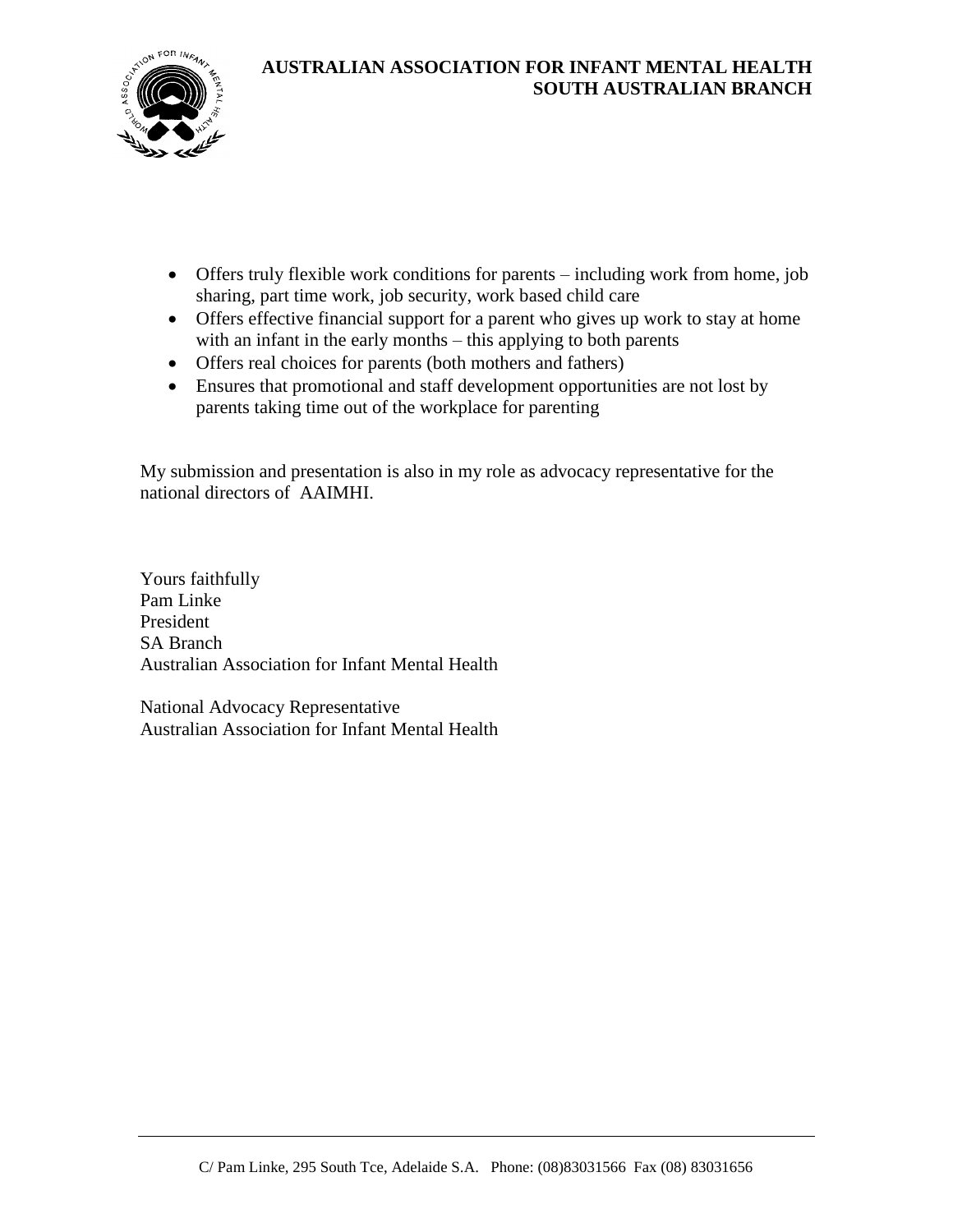**AUSTRALIAN ASSOCIATION FOR INFANT MENTAL HEALTH**
**SOUTH AUSTRALIAN BRANCH**

- Offers truly flexible work conditions for parents – including work from home, job sharing, part time work, job security, work based child care
- Offers effective financial support for a parent who gives up work to stay at home with an infant in the early months – this applying to both parents
- Offers real choices for parents (both mothers and fathers)
- Ensures that promotional and staff development opportunities are not lost by parents taking time out of the workplace for parenting

My submission and presentation is also in my role as advocacy representative for the national directors of AAIMHI.

Yours faithfully
Pam Linke
President
SA Branch
Australian Association for Infant Mental Health

National Advocacy Representative
Australian Association for Infant Mental Health

C/ Pam Linke, 295 South Tce, Adelaide S.A. Phone: (08)83031566 Fax (08) 83031656